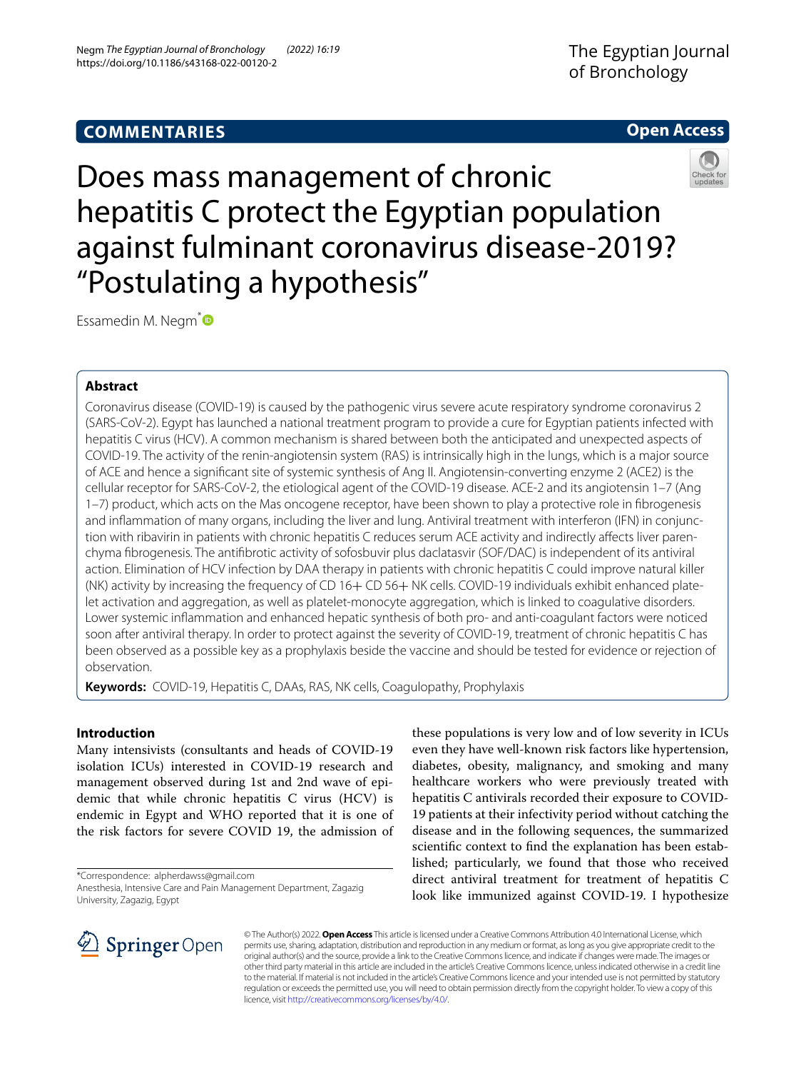**COMMENTARIES**

**Open Access**

# Does mass management of chronic hepatitis C protect the Egyptian population against fulminant coronavirus disease-2019? "Postulating a hypothesis"

Essamedin M. Negm*

## Abstract

Coronavirus disease (COVID-19) is caused by the pathogenic virus severe acute respiratory syndrome coronavirus 2 (SARS-CoV-2). Egypt has launched a national treatment program to provide a cure for Egyptian patients infected with hepatitis C virus (HCV). A common mechanism is shared between both the anticipated and unexpected aspects of COVID-19. The activity of the renin-angiotensin system (RAS) is intrinsically high in the lungs, which is a major source of ACE and hence a significant site of systemic synthesis of Ang II. Angiotensin-converting enzyme 2 (ACE2) is the cellular receptor for SARS-CoV-2, the etiological agent of the COVID-19 disease. ACE-2 and its angiotensin 1–7 (Ang 1–7) product, which acts on the Mas oncogene receptor, have been shown to play a protective role in fibrogenesis and inflammation of many organs, including the liver and lung. Antiviral treatment with interferon (IFN) in conjunction with ribavirin in patients with chronic hepatitis C reduces serum ACE activity and indirectly affects liver parenchyma fibrogenesis. The antifibrotic activity of sofosbuvir plus daclatasvir (SOF/DAC) is independent of its antiviral action. Elimination of HCV infection by DAA therapy in patients with chronic hepatitis C could improve natural killer (NK) activity by increasing the frequency of CD 16+ CD 56+ NK cells. COVID-19 individuals exhibit enhanced platelet activation and aggregation, as well as platelet-monocyte aggregation, which is linked to coagulative disorders. Lower systemic inflammation and enhanced hepatic synthesis of both pro- and anti-coagulant factors were noticed soon after antiviral therapy. In order to protect against the severity of COVID-19, treatment of chronic hepatitis C has been observed as a possible key as a prophylaxis beside the vaccine and should be tested for evidence or rejection of observation.

**Keywords:** COVID-19, Hepatitis C, DAAs, RAS, NK cells, Coagulopathy, Prophylaxis

## Introduction

Many intensivists (consultants and heads of COVID-19 isolation ICUs) interested in COVID-19 research and management observed during 1st and 2nd wave of epidemic that while chronic hepatitis C virus (HCV) is endemic in Egypt and WHO reported that it is one of the risk factors for severe COVID 19, the admission of these populations is very low and of low severity in ICUs even they have well-known risk factors like hypertension, diabetes, obesity, malignancy, and smoking and many healthcare workers who were previously treated with hepatitis C antivirals recorded their exposure to COVID-19 patients at their infectivity period without catching the disease and in the following sequences, the summarized scientific context to find the explanation has been established; particularly, we found that those who received direct antiviral treatment for treatment of hepatitis C look like immunized against COVID-19. I hypothesize

*Correspondence: alpherdawss@gmail.com
Anesthesia, Intensive Care and Pain Management Department, Zagazig University, Zagazig, Egypt

© The Author(s) 2022. **Open Access** This article is licensed under a Creative Commons Attribution 4.0 International License, which permits use, sharing, adaptation, distribution and reproduction in any medium or format, as long as you give appropriate credit to the original author(s) and the source, provide a link to the Creative Commons licence, and indicate if changes were made. The images or other third party material in this article are included in the article's Creative Commons licence, unless indicated otherwise in a credit line to the material. If material is not included in the article's Creative Commons licence and your intended use is not permitted by statutory regulation or exceeds the permitted use, you will need to obtain permission directly from the copyright holder. To view a copy of this licence, visit http://creativecommons.org/licenses/by/4.0/.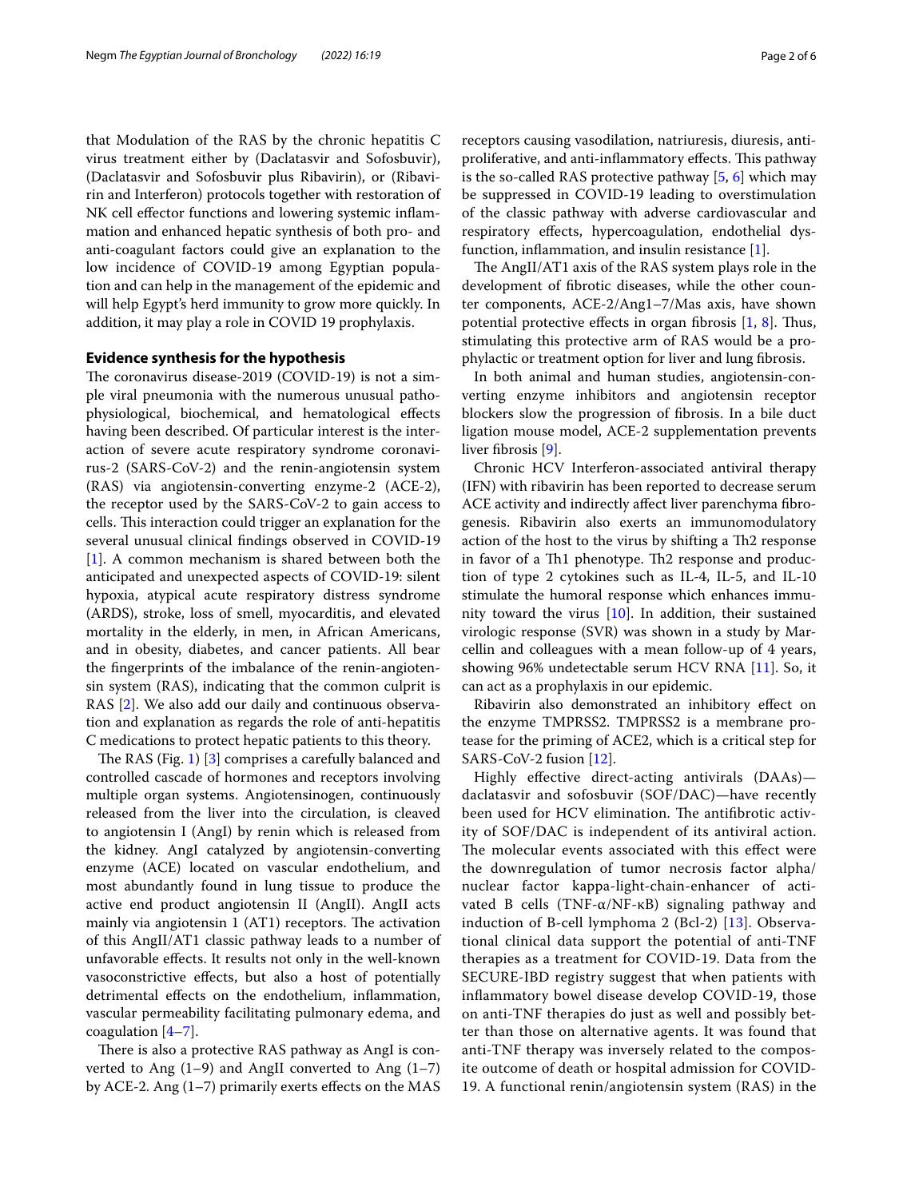that Modulation of the RAS by the chronic hepatitis C virus treatment either by (Daclatasvir and Sofosbuvir), (Daclatasvir and Sofosbuvir plus Ribavirin), or (Ribavirin and Interferon) protocols together with restoration of NK cell effector functions and lowering systemic inflammation and enhanced hepatic synthesis of both pro- and anti-coagulant factors could give an explanation to the low incidence of COVID-19 among Egyptian population and can help in the management of the epidemic and will help Egypt's herd immunity to grow more quickly. In addition, it may play a role in COVID 19 prophylaxis.

## Evidence synthesis for the hypothesis

The coronavirus disease-2019 (COVID-19) is not a simple viral pneumonia with the numerous unusual pathophysiological, biochemical, and hematological effects having been described. Of particular interest is the interaction of severe acute respiratory syndrome coronavirus-2 (SARS-CoV-2) and the renin-angiotensin system (RAS) via angiotensin-converting enzyme-2 (ACE-2), the receptor used by the SARS-CoV-2 to gain access to cells. This interaction could trigger an explanation for the several unusual clinical findings observed in COVID-19 [1]. A common mechanism is shared between both the anticipated and unexpected aspects of COVID-19: silent hypoxia, atypical acute respiratory distress syndrome (ARDS), stroke, loss of smell, myocarditis, and elevated mortality in the elderly, in men, in African Americans, and in obesity, diabetes, and cancer patients. All bear the fingerprints of the imbalance of the renin-angiotensin system (RAS), indicating that the common culprit is RAS [2]. We also add our daily and continuous observation and explanation as regards the role of anti-hepatitis C medications to protect hepatic patients to this theory.

The RAS (Fig. 1) [3] comprises a carefully balanced and controlled cascade of hormones and receptors involving multiple organ systems. Angiotensinogen, continuously released from the liver into the circulation, is cleaved to angiotensin I (AngI) by renin which is released from the kidney. AngI catalyzed by angiotensin-converting enzyme (ACE) located on vascular endothelium, and most abundantly found in lung tissue to produce the active end product angiotensin II (AngII). AngII acts mainly via angiotensin 1 (AT1) receptors. The activation of this AngII/AT1 classic pathway leads to a number of unfavorable effects. It results not only in the well-known vasoconstrictive effects, but also a host of potentially detrimental effects on the endothelium, inflammation, vascular permeability facilitating pulmonary edema, and coagulation [4–7].

There is also a protective RAS pathway as AngI is converted to Ang (1–9) and AngII converted to Ang (1–7) by ACE-2. Ang (1–7) primarily exerts effects on the MAS receptors causing vasodilation, natriuresis, diuresis, anti-proliferative, and anti-inflammatory effects. This pathway is the so-called RAS protective pathway [5, 6] which may be suppressed in COVID-19 leading to overstimulation of the classic pathway with adverse cardiovascular and respiratory effects, hypercoagulation, endothelial dysfunction, inflammation, and insulin resistance [1].

The AngII/AT1 axis of the RAS system plays role in the development of fibrotic diseases, while the other counter components, ACE-2/Ang1–7/Mas axis, have shown potential protective effects in organ fibrosis [1, 8]. Thus, stimulating this protective arm of RAS would be a prophylactic or treatment option for liver and lung fibrosis.

In both animal and human studies, angiotensin-converting enzyme inhibitors and angiotensin receptor blockers slow the progression of fibrosis. In a bile duct ligation mouse model, ACE-2 supplementation prevents liver fibrosis [9].

Chronic HCV Interferon-associated antiviral therapy (IFN) with ribavirin has been reported to decrease serum ACE activity and indirectly affect liver parenchyma fibrogenesis. Ribavirin also exerts an immunomodulatory action of the host to the virus by shifting a Th2 response in favor of a Th1 phenotype. Th2 response and production of type 2 cytokines such as IL-4, IL-5, and IL-10 stimulate the humoral response which enhances immunity toward the virus [10]. In addition, their sustained virologic response (SVR) was shown in a study by Marcellin and colleagues with a mean follow-up of 4 years, showing 96% undetectable serum HCV RNA [11]. So, it can act as a prophylaxis in our epidemic.

Ribavirin also demonstrated an inhibitory effect on the enzyme TMPRSS2. TMPRSS2 is a membrane protease for the priming of ACE2, which is a critical step for SARS-CoV-2 fusion [12].

Highly effective direct-acting antivirals (DAAs)—daclatasvir and sofosbuvir (SOF/DAC)—have recently been used for HCV elimination. The antifibrotic activity of SOF/DAC is independent of its antiviral action. The molecular events associated with this effect were the downregulation of tumor necrosis factor alpha/nuclear factor kappa-light-chain-enhancer of activated B cells (TNF-α/NF-κB) signaling pathway and induction of B-cell lymphoma 2 (Bcl-2) [13]. Observational clinical data support the potential of anti-TNF therapies as a treatment for COVID-19. Data from the SECURE-IBD registry suggest that when patients with inflammatory bowel disease develop COVID-19, those on anti-TNF therapies do just as well and possibly better than those on alternative agents. It was found that anti-TNF therapy was inversely related to the composite outcome of death or hospital admission for COVID-19. A functional renin/angiotensin system (RAS) in the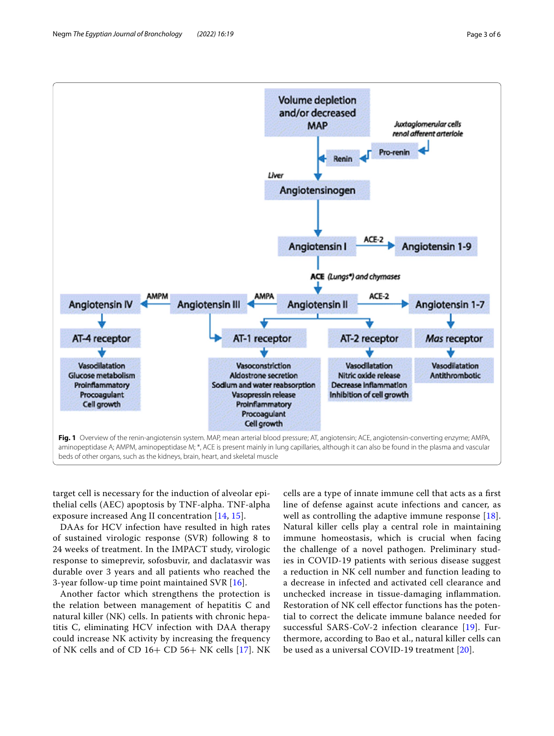Fig. 1 Overview of the renin-angiotensin system. MAP, mean arterial blood pressure; AT, angiotensin; ACE, angiotensin-converting enzyme; AMPA, aminopeptidase A; AMPM, aminopeptidase M; *, ACE is present mainly in lung capillaries, although it can also be found in the plasma and vascular beds of other organs, such as the kidneys, brain, heart, and skeletal muscle

target cell is necessary for the induction of alveolar epithelial cells (AEC) apoptosis by TNF-alpha. TNF-alpha exposure increased Ang II concentration [14, 15].

DAAs for HCV infection have resulted in high rates of sustained virologic response (SVR) following 8 to 24 weeks of treatment. In the IMPACT study, virologic response to simeprevir, sofosbuvir, and daclatasvir was durable over 3 years and all patients who reached the 3-year follow-up time point maintained SVR [16].

Another factor which strengthens the protection is the relation between management of hepatitis C and natural killer (NK) cells. In patients with chronic hepatitis C, eliminating HCV infection with DAA therapy could increase NK activity by increasing the frequency of NK cells and of CD 16+ CD 56+ NK cells [17]. NK cells are a type of innate immune cell that acts as a first line of defense against acute infections and cancer, as well as controlling the adaptive immune response [18]. Natural killer cells play a central role in maintaining immune homeostasis, which is crucial when facing the challenge of a novel pathogen. Preliminary studies in COVID-19 patients with serious disease suggest a reduction in NK cell number and function leading to a decrease in infected and activated cell clearance and unchecked increase in tissue-damaging inflammation. Restoration of NK cell effector functions has the potential to correct the delicate immune balance needed for successful SARS-CoV-2 infection clearance [19]. Furthermore, according to Bao et al., natural killer cells can be used as a universal COVID-19 treatment [20].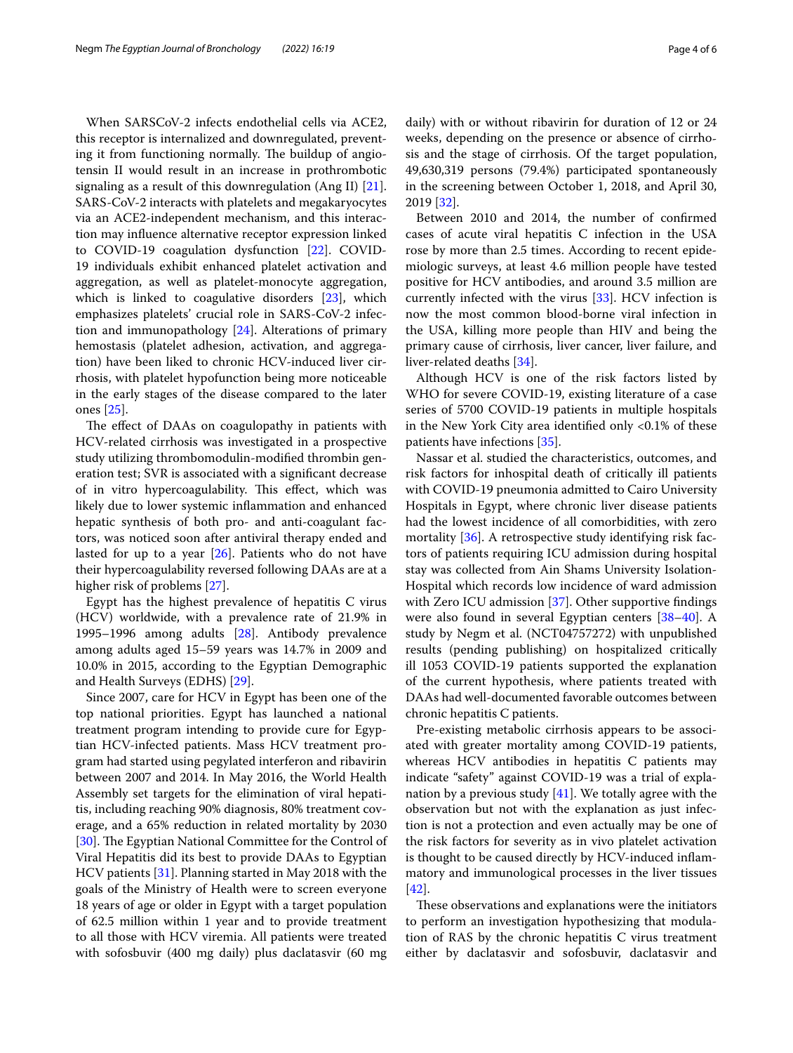When SARSCoV-2 infects endothelial cells via ACE2, this receptor is internalized and downregulated, preventing it from functioning normally. The buildup of angiotensin II would result in an increase in prothrombotic signaling as a result of this downregulation (Ang II) [21]. SARS-CoV-2 interacts with platelets and megakaryocytes via an ACE2-independent mechanism, and this interaction may influence alternative receptor expression linked to COVID-19 coagulation dysfunction [22]. COVID-19 individuals exhibit enhanced platelet activation and aggregation, as well as platelet-monocyte aggregation, which is linked to coagulative disorders [23], which emphasizes platelets' crucial role in SARS-CoV-2 infection and immunopathology [24]. Alterations of primary hemostasis (platelet adhesion, activation, and aggregation) have been liked to chronic HCV-induced liver cirrhosis, with platelet hypofunction being more noticeable in the early stages of the disease compared to the later ones [25].

The effect of DAAs on coagulopathy in patients with HCV-related cirrhosis was investigated in a prospective study utilizing thrombomodulin-modified thrombin generation test; SVR is associated with a significant decrease of in vitro hypercoagulability. This effect, which was likely due to lower systemic inflammation and enhanced hepatic synthesis of both pro- and anti-coagulant factors, was noticed soon after antiviral therapy ended and lasted for up to a year [26]. Patients who do not have their hypercoagulability reversed following DAAs are at a higher risk of problems [27].

Egypt has the highest prevalence of hepatitis C virus (HCV) worldwide, with a prevalence rate of 21.9% in 1995–1996 among adults [28]. Antibody prevalence among adults aged 15–59 years was 14.7% in 2009 and 10.0% in 2015, according to the Egyptian Demographic and Health Surveys (EDHS) [29].

Since 2007, care for HCV in Egypt has been one of the top national priorities. Egypt has launched a national treatment program intending to provide cure for Egyptian HCV-infected patients. Mass HCV treatment program had started using pegylated interferon and ribavirin between 2007 and 2014. In May 2016, the World Health Assembly set targets for the elimination of viral hepatitis, including reaching 90% diagnosis, 80% treatment coverage, and a 65% reduction in related mortality by 2030 [30]. The Egyptian National Committee for the Control of Viral Hepatitis did its best to provide DAAs to Egyptian HCV patients [31]. Planning started in May 2018 with the goals of the Ministry of Health were to screen everyone 18 years of age or older in Egypt with a target population of 62.5 million within 1 year and to provide treatment to all those with HCV viremia. All patients were treated with sofosbuvir (400 mg daily) plus daclatasvir (60 mg daily) with or without ribavirin for duration of 12 or 24 weeks, depending on the presence or absence of cirrhosis and the stage of cirrhosis. Of the target population, 49,630,319 persons (79.4%) participated spontaneously in the screening between October 1, 2018, and April 30, 2019 [32].

Between 2010 and 2014, the number of confirmed cases of acute viral hepatitis C infection in the USA rose by more than 2.5 times. According to recent epidemiologic surveys, at least 4.6 million people have tested positive for HCV antibodies, and around 3.5 million are currently infected with the virus [33]. HCV infection is now the most common blood-borne viral infection in the USA, killing more people than HIV and being the primary cause of cirrhosis, liver cancer, liver failure, and liver-related deaths [34].

Although HCV is one of the risk factors listed by WHO for severe COVID-19, existing literature of a case series of 5700 COVID-19 patients in multiple hospitals in the New York City area identified only <0.1% of these patients have infections [35].

Nassar et al. studied the characteristics, outcomes, and risk factors for inhospital death of critically ill patients with COVID-19 pneumonia admitted to Cairo University Hospitals in Egypt, where chronic liver disease patients had the lowest incidence of all comorbidities, with zero mortality [36]. A retrospective study identifying risk factors of patients requiring ICU admission during hospital stay was collected from Ain Shams University Isolation-Hospital which records low incidence of ward admission with Zero ICU admission [37]. Other supportive findings were also found in several Egyptian centers [38–40]. A study by Negm et al. (NCT04757272) with unpublished results (pending publishing) on hospitalized critically ill 1053 COVID-19 patients supported the explanation of the current hypothesis, where patients treated with DAAs had well-documented favorable outcomes between chronic hepatitis C patients.

Pre-existing metabolic cirrhosis appears to be associated with greater mortality among COVID-19 patients, whereas HCV antibodies in hepatitis C patients may indicate "safety" against COVID-19 was a trial of explanation by a previous study [41]. We totally agree with the observation but not with the explanation as just infection is not a protection and even actually may be one of the risk factors for severity as in vivo platelet activation is thought to be caused directly by HCV-induced inflammatory and immunological processes in the liver tissues [42].

These observations and explanations were the initiators to perform an investigation hypothesizing that modulation of RAS by the chronic hepatitis C virus treatment either by daclatasvir and sofosbuvir, daclatasvir and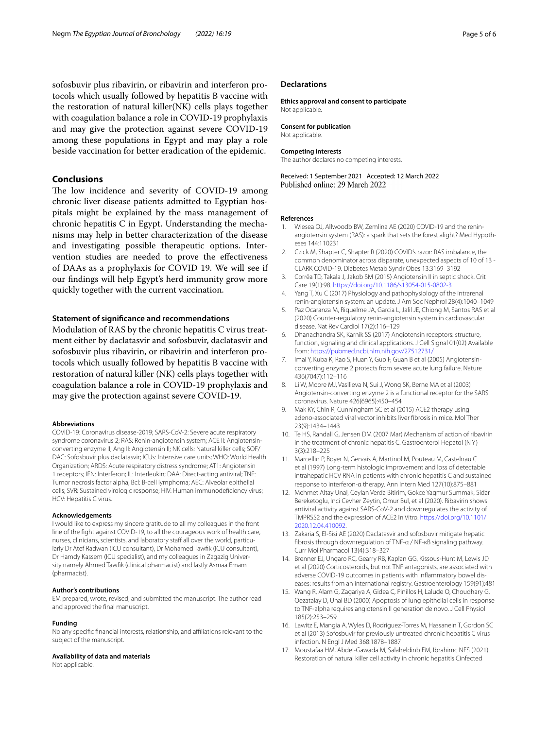sofosbuvir plus ribavirin, or ribavirin and interferon protocols which usually followed by hepatitis B vaccine with the restoration of natural killer(NK) cells plays together with coagulation balance a role in COVID-19 prophylaxis and may give the protection against severe COVID-19 among these populations in Egypt and may play a role beside vaccination for better eradication of the epidemic.

## Conclusions

The low incidence and severity of COVID-19 among chronic liver disease patients admitted to Egyptian hospitals might be explained by the mass management of chronic hepatitis C in Egypt. Understanding the mechanisms may help in better characterization of the disease and investigating possible therapeutic options. Intervention studies are needed to prove the effectiveness of DAAs as a prophylaxis for COVID 19. We will see if our findings will help Egypt's herd immunity grow more quickly together with the current vaccination.

### Statement of significance and recommendations

Modulation of RAS by the chronic hepatitis C virus treatment either by daclatasvir and sofosbuvir, daclatasvir and sofosbuvir plus ribavirin, or ribavirin and interferon protocols which usually followed by hepatitis B vaccine with restoration of natural killer (NK) cells plays together with coagulation balance a role in COVID-19 prophylaxis and may give the protection against severe COVID-19.

#### Abbreviations

COVID-19: Coronavirus disease-2019; SARS-CoV-2: Severe acute respiratory syndrome coronavirus 2; RAS: Renin-angiotensin system; ACE II: Angiotensin-converting enzyme II; Ang II: Angiotensin II; NK cells: Natural killer cells; SOF/DAC: Sofosbuvir plus daclatasvir; ICUs: Intensive care units; WHO: World Health Organization; ARDS: Acute respiratory distress syndrome; AT1: Angiotensin 1 receptors; IFN: Interferon; IL: Interleukin; DAA: Direct-acting antiviral; TNF: Tumor necrosis factor alpha; Bcl: B-cell lymphoma; AEC: Alveolar epithelial cells; SVR: Sustained virologic response; HIV: Human immunodeficiency virus; HCV: Hepatitis C virus.

#### Acknowledgements

I would like to express my sincere gratitude to all my colleagues in the front line of the fight against COVID-19, to all the courageous work of health care, nurses, clinicians, scientists, and laboratory staff all over the world, particularly Dr Atef Radwan (ICU consultant), Dr Mohamed Tawfik (ICU consultant), Dr Hamdy Kassem (ICU specialist), and my colleagues in Zagazig University namely Ahmed Tawfik (clinical pharmacist) and lastly Asmaa Emam (pharmacist).

#### Author's contributions

EM prepared, wrote, revised, and submitted the manuscript. The author read and approved the final manuscript.

#### Funding

No any specific financial interests, relationship, and affiliations relevant to the subject of the manuscript.

#### Availability of data and materials

Not applicable.

### Declarations

#### Ethics approval and consent to participate

Not applicable.

#### Consent for publication

Not applicable.

#### Competing interests

The author declares no competing interests.

Received: 1 September 2021 Accepted: 12 March 2022
Published online: 29 March 2022

#### References

1. Wiesea OJ, Allwoodb BW, Zemlina AE (2020) COVID-19 and the renin-angiotensin system (RAS): a spark that sets the forest alight? Med Hypotheses 144:110231
2. Czick M, Shapter C, Shapter R (2020) COVID's razor: RAS imbalance, the common denominator across disparate, unexpected aspects of 10 of 13 - CLARK COVID-19. Diabetes Metab Syndr Obes 13:3169–3192
3. Corrêa TD, Takala J, Jakob SM (2015) Angiotensin II in septic shock. Crit Care 19(1):98. https://doi.org/10.1186/s13054-015-0802-3
4. Yang T, Xu C (2017) Physiology and pathophysiology of the intrarenal renin-angiotensin system: an update. J Am Soc Nephrol 28(4):1040–1049
5. Paz Ocaranza M, Riquelme JA, Garcia L, Jalil JE, Chiong M, Santos RAS et al (2020) Counter-regulatory renin-angiotensin system in cardiovascular disease. Nat Rev Cardiol 17(2):116–129
6. Dhanachandra SK, Karnik SS (2017) Angiotensin receptors: structure, function, signaling and clinical applications. J Cell Signal 01(02) Available from: https://pubmed.ncbi.nlm.nih.gov/27512731/
7. Imai Y, Kuba K, Rao S, Huan Y, Guo F, Guan B et al (2005) Angiotensin-converting enzyme 2 protects from severe acute lung failure. Nature 436(7047):112–116
8. Li W, Moore MJ, Vasllieva N, Sui J, Wong SK, Berne MA et al (2003) Angiotensin-converting enzyme 2 is a functional receptor for the SARS coronavirus. Nature 426(6965):450–454
9. Mak KY, Chin R, Cunningham SC et al (2015) ACE2 therapy using adeno-associated viral vector inhibits liver fibrosis in mice. Mol Ther 23(9):1434–1443
10. Te HS, Randall G, Jensen DM (2007 Mar) Mechanism of action of ribavirin in the treatment of chronic hepatitis C. Gastroenterol Hepatol (N Y) 3(3):218–225
11. Marcellin P, Boyer N, Gervais A, Martinol M, Pouteau M, Castelnau C et al (1997) Long-term histologic improvement and loss of detectable intrahepatic HCV RNA in patients with chronic hepatitis C and sustained response to interferon-α therapy. Ann Intern Med 127(10):875–881
12. Mehmet Altay Unal, Ceylan Verda Bitirim, Gokce Yagmur Summak, Sidar Bereketoglu, Inci Cevher Zeytin, Omur Bul, et al (2020). Ribavirin shows antiviral activity against SARS-CoV-2 and downregulates the activity of TMPRSS2 and the expression of ACE2 In Vitro. https://doi.org/10.1101/2020.12.04.410092.
13. Zakaria S, El-Sisi AE (2020) Daclatasvir and sofosbuvir mitigate hepatic fibrosis through downregulation of TNF-α / NF-κB signaling pathway. Curr Mol Pharmacol 13(4):318–327
14. Brenner EJ, Ungaro RC, Gearry RB, Kaplan GG, Kissous-Hunt M, Lewis JD et al (2020) Corticosteroids, but not TNF antagonists, are associated with adverse COVID-19 outcomes in patients with inflammatory bowel diseases: results from an international registry. Gastroenterology 159(91):481
15. Wang R, Alam G, Zagariya A, Gidea C, Pinillos H, Lalude O, Choudhary G, Oezatalay D, Uhal BD (2000) Apoptosis of lung epithelial cells in response to TNF-alpha requires angiotensin II generation de novo. J Cell Physiol 185(2):253–259
16. Lawitz E, Mangia A, Wyles D, Rodriguez-Torres M, Hassanein T, Gordon SC et al (2013) Sofosbuvir for previously untreated chronic hepatitis C virus infection. N Engl J Med 368:1878–1887
17. Moustafaa HM, Abdel-Gawada M, Salaheldinb EM, Ibrahimc NFS (2021) Restoration of natural killer cell activity in chronic hepatitis Cinfected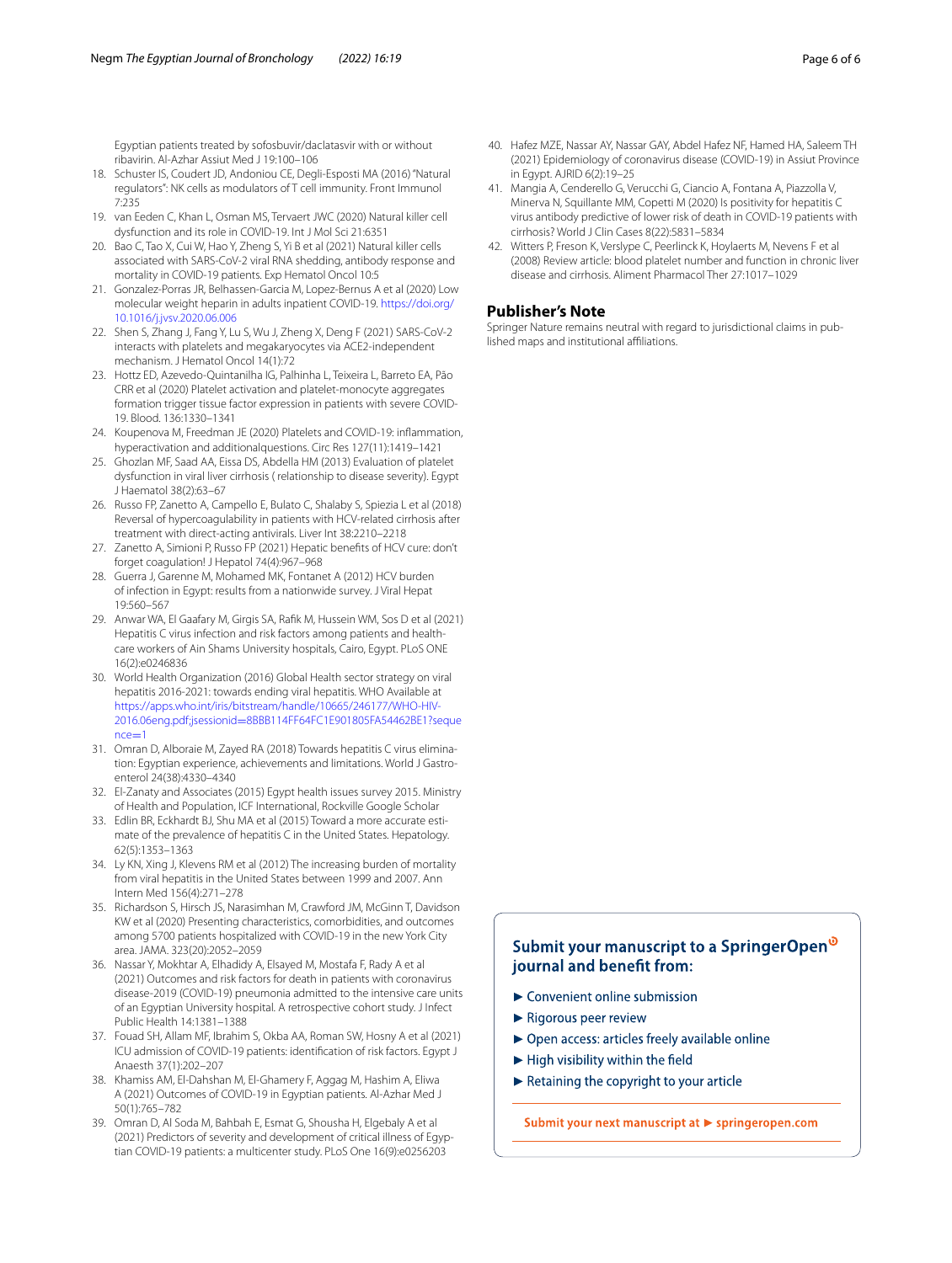Egyptian patients treated by sofosbuvir/daclatasvir with or without ribavirin. Al-Azhar Assiut Med J 19:100–106

18. Schuster IS, Coudert JD, Andoniou CE, Degli-Esposti MA (2016) "Natural regulators": NK cells as modulators of T cell immunity. Front Immunol 7:235
19. van Eeden C, Khan L, Osman MS, Tervaert JWC (2020) Natural killer cell dysfunction and its role in COVID-19. Int J Mol Sci 21:6351
20. Bao C, Tao X, Cui W, Hao Y, Zheng S, Yi B et al (2021) Natural killer cells associated with SARS-CoV-2 viral RNA shedding, antibody response and mortality in COVID-19 patients. Exp Hematol Oncol 10:5
21. Gonzalez-Porras JR, Belhassen-Garcia M, Lopez-Bernus A et al (2020) Low molecular weight heparin in adults inpatient COVID-19. https://doi.org/10.1016/j.jvsv.2020.06.006
22. Shen S, Zhang J, Fang Y, Lu S, Wu J, Zheng X, Deng F (2021) SARS-CoV-2 interacts with platelets and megakaryocytes via ACE2-independent mechanism. J Hematol Oncol 14(1):72
23. Hottz ED, Azevedo-Quintanilha IG, Palhinha L, Teixeira L, Barreto EA, Pão CRR et al (2020) Platelet activation and platelet-monocyte aggregates formation trigger tissue factor expression in patients with severe COVID-19. Blood. 136:1330–1341
24. Koupenova M, Freedman JE (2020) Platelets and COVID-19: inflammation, hyperactivation and additionalquestions. Circ Res 127(11):1419–1421
25. Ghozlan MF, Saad AA, Eissa DS, Abdella HM (2013) Evaluation of platelet dysfunction in viral liver cirrhosis ( relationship to disease severity). Egypt J Haematol 38(2):63–67
26. Russo FP, Zanetto A, Campello E, Bulato C, Shalaby S, Spiezia L et al (2018) Reversal of hypercoagulability in patients with HCV-related cirrhosis after treatment with direct-acting antivirals. Liver Int 38:2210–2218
27. Zanetto A, Simioni P, Russo FP (2021) Hepatic benefits of HCV cure: don't forget coagulation! J Hepatol 74(4):967–968
28. Guerra J, Garenne M, Mohamed MK, Fontanet A (2012) HCV burden of infection in Egypt: results from a nationwide survey. J Viral Hepat 19:560–567
29. Anwar WA, El Gaafary M, Girgis SA, Rafik M, Hussein WM, Sos D et al (2021) Hepatitis C virus infection and risk factors among patients and health-care workers of Ain Shams University hospitals, Cairo, Egypt. PLoS ONE 16(2):e0246836
30. World Health Organization (2016) Global Health sector strategy on viral hepatitis 2016-2021: towards ending viral hepatitis. WHO Available at https://apps.who.int/iris/bitstream/handle/10665/246177/WHO-HIV-2016.06eng.pdf;jsessionid=8BBB114FF64FC1E901805FA54462BE1?sequence=1
31. Omran D, Alboraie M, Zayed RA (2018) Towards hepatitis C virus elimination: Egyptian experience, achievements and limitations. World J Gastroenterol 24(38):4330–4340
32. El-Zanaty and Associates (2015) Egypt health issues survey 2015. Ministry of Health and Population, ICF International, Rockville Google Scholar
33. Edlin BR, Eckhardt BJ, Shu MA et al (2015) Toward a more accurate estimate of the prevalence of hepatitis C in the United States. Hepatology. 62(5):1353–1363
34. Ly KN, Xing J, Klevens RM et al (2012) The increasing burden of mortality from viral hepatitis in the United States between 1999 and 2007. Ann Intern Med 156(4):271–278
35. Richardson S, Hirsch JS, Narasimhan M, Crawford JM, McGinn T, Davidson KW et al (2020) Presenting characteristics, comorbidities, and outcomes among 5700 patients hospitalized with COVID-19 in the new York City area. JAMA. 323(20):2052–2059
36. Nassar Y, Mokhtar A, Elhadidy A, Elsayed M, Mostafa F, Rady A et al (2021) Outcomes and risk factors for death in patients with coronavirus disease-2019 (COVID-19) pneumonia admitted to the intensive care units of an Egyptian University hospital. A retrospective cohort study. J Infect Public Health 14:1381–1388
37. Fouad SH, Allam MF, Ibrahim S, Okba AA, Roman SW, Hosny A et al (2021) ICU admission of COVID-19 patients: identification of risk factors. Egypt J Anaesth 37(1):202–207
38. Khamiss AM, El-Dahshan M, El-Ghamery F, Aggag M, Hashim A, Eliwa A (2021) Outcomes of COVID-19 in Egyptian patients. Al-Azhar Med J 50(1):765–782
39. Omran D, Al Soda M, Bahbah E, Esmat G, Shousha H, Elgebaly A et al (2021) Predictors of severity and development of critical illness of Egyptian COVID-19 patients: a multicenter study. PLoS One 16(9):e0256203
40. Hafez MZE, Nassar AY, Nassar GAY, Abdel Hafez NF, Hamed HA, Saleem TH (2021) Epidemiology of coronavirus disease (COVID-19) in Assiut Province in Egypt. AJRID 6(2):19–25
41. Mangia A, Cenderello G, Verucchi G, Ciancio A, Fontana A, Piazzolla V, Minerva N, Squillante MM, Copetti M (2020) Is positivity for hepatitis C virus antibody predictive of lower risk of death in COVID-19 patients with cirrhosis? World J Clin Cases 8(22):5831–5834
42. Witters P, Freson K, Verslype C, Peerlinck K, Hoylaerts M, Nevens F et al (2008) Review article: blood platelet number and function in chronic liver disease and cirrhosis. Aliment Pharmacol Ther 27:1017–1029

## Publisher's Note

Springer Nature remains neutral with regard to jurisdictional claims in published maps and institutional affiliations.

**Submit your manuscript to a SpringerOpen journal and benefit from:**

- ► Convenient online submission
- ► Rigorous peer review
- ► Open access: articles freely available online
- ► High visibility within the field
- ► Retaining the copyright to your article

**Submit your next manuscript at ► springeropen.com**